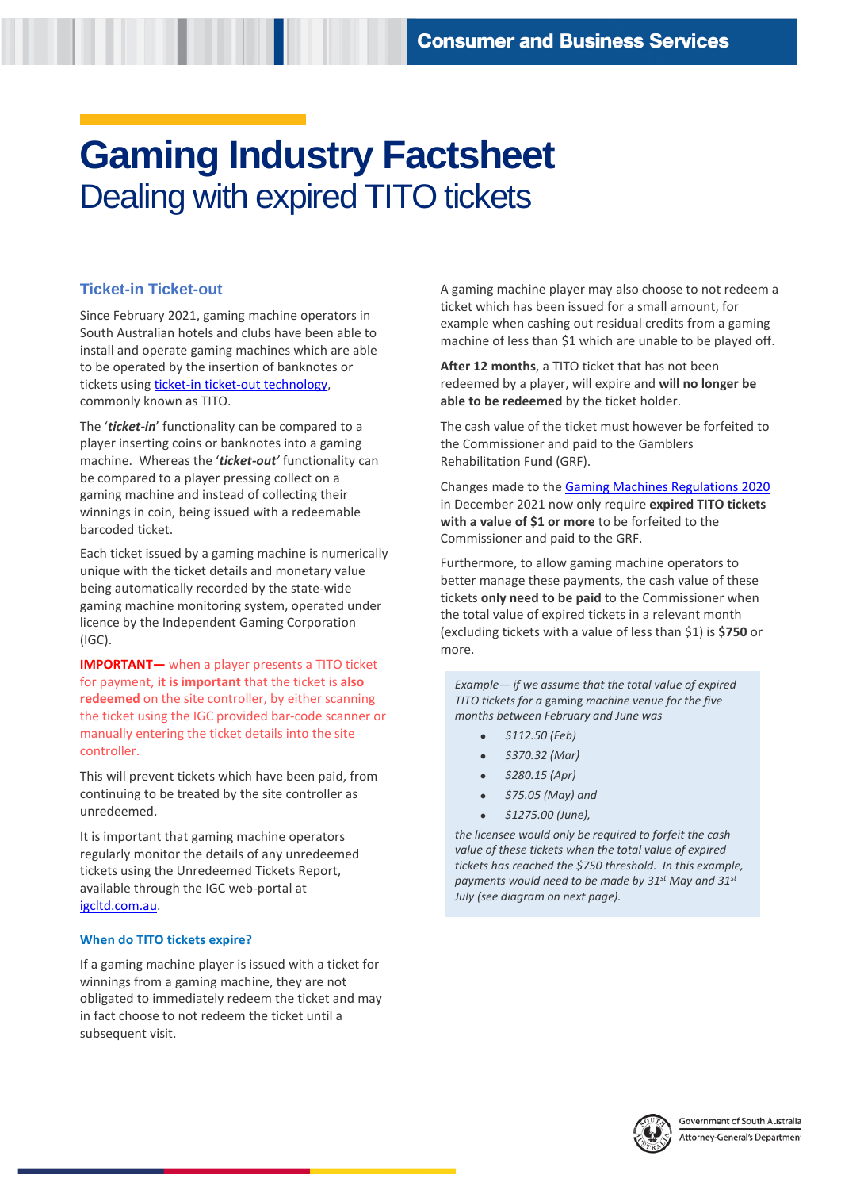# Gaming Industry Factsheet

## Dealing with expired TITO tickets

### Ticket-in Ticket-out

Since February 2021, gaming machine operators in South Australian hotels and clubs have been able to install and operate gaming machines which are able to be operated by the insertion of banknotes or tickets using ticket-in ticket-out technology, commonly known as TITO.

The '***ticket-in***' functionality can be compared to a player inserting coins or banknotes into a gaming machine. Whereas the '***ticket-out***' functionality can be compared to a player pressing collect on a gaming machine and instead of collecting their winnings in coin, being issued with a redeemable barcoded ticket.

Each ticket issued by a gaming machine is numerically unique with the ticket details and monetary value being automatically recorded by the state-wide gaming machine monitoring system, operated under licence by the Independent Gaming Corporation (IGC).

**IMPORTANT—** when a player presents a TITO ticket for payment, **it is important** that the ticket is **also redeemed** on the site controller, by either scanning the ticket using the IGC provided bar-code scanner or manually entering the ticket details into the site controller.

This will prevent tickets which have been paid, from continuing to be treated by the site controller as unredeemed.

It is important that gaming machine operators regularly monitor the details of any unredeemed tickets using the Unredeemed Tickets Report, available through the IGC web-portal at igcltd.com.au.

#### When do TITO tickets expire?

If a gaming machine player is issued with a ticket for winnings from a gaming machine, they are not obligated to immediately redeem the ticket and may in fact choose to not redeem the ticket until a subsequent visit.

A gaming machine player may also choose to not redeem a ticket which has been issued for a small amount, for example when cashing out residual credits from a gaming machine of less than $1 which are unable to be played off.

**After 12 months**, a TITO ticket that has not been redeemed by a player, will expire and **will no longer be able to be redeemed** by the ticket holder.

The cash value of the ticket must however be forfeited to the Commissioner and paid to the Gamblers Rehabilitation Fund (GRF).

Changes made to the Gaming Machines Regulations 2020 in December 2021 now only require **expired TITO tickets with a value of $1 or more** to be forfeited to the Commissioner and paid to the GRF.

Furthermore, to allow gaming machine operators to better manage these payments, the cash value of these tickets **only need to be paid** to the Commissioner when the total value of expired tickets in a relevant month (excluding tickets with a value of less than $1) is **$750** or more.

*Example— if we assume that the total value of expired TITO tickets for a gaming machine venue for the five months between February and June was*

- *$112.50 (Feb)*
- *$370.32 (Mar)*
- *$280.15 (Apr)*
- *$75.05 (May) and*
- *$1275.00 (June),*

*the licensee would only be required to forfeit the cash value of these tickets when the total value of expired tickets has reached the $750 threshold. In this example, payments would need to be made by 31st May and 31st July (see diagram on next page).*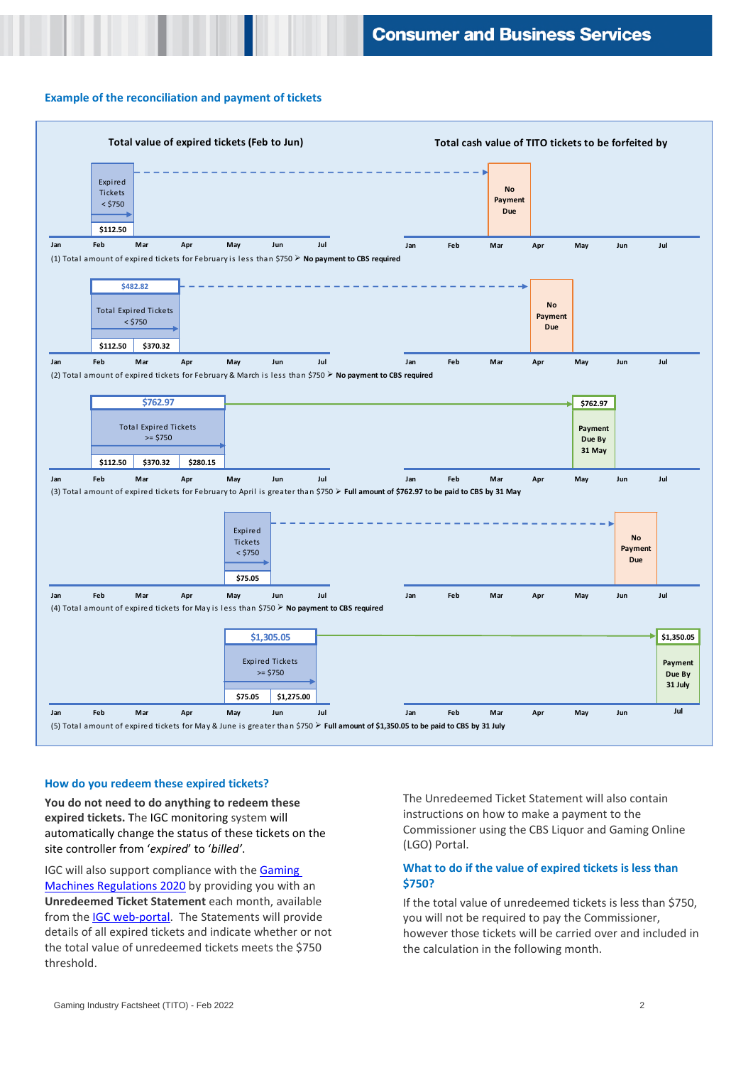## Example of the reconciliation and payment of tickets

**Total value of expired tickets (Feb to Jun)** | **Total cash value of TITO tickets to be forfeited by**

(1) Total amount of expired tickets for February is less than $750 ➢ **No payment to CBS required**

- Expired Tickets < $750: $112.50 (Feb) → **No Payment Due** (Mar)

(2) Total amount of expired tickets for February & March is less than $750 ➢ **No payment to CBS required**

- $482.82 — Total Expired Tickets < $750: $112.50 (Feb), $370.32 (Mar) → **No Payment Due** (Apr)

(3) Total amount of expired tickets for February to April is greater than $750 ➢ **Full amount of $762.97 to be paid to CBS by 31 May**

- $762.97 — Total Expired Tickets >= $750: $112.50 (Feb), $370.32 (Mar), $280.15 (Apr) → **$762.97 Payment Due By 31 May**

(4) Total amount of expired tickets for May is less than $750 ➢ **No payment to CBS required**

- Expired Tickets < $750: $75.05 (May) → **No Payment Due** (Jun)

(5) Total amount of expired tickets for May & June is greater than $750 ➢ **Full amount of $1,350.05 to be paid to CBS by 31 July**

- $1,305.05 — Expired Tickets >= $750: $75.05 (May), $1,275.00 (Jun) → **$1,350.05 Payment Due By 31 July**

### How do you redeem these expired tickets?

**You do not need to do anything to redeem these expired tickets. T**he IGC monitoring system **will** automatically change the status of these tickets on the site controller from ‘*expired*’ to ‘*billed*’.

IGC will also support compliance with the Gaming Machines Regulations 2020 by providing you with an **Unredeemed Ticket Statement** each month, available from the IGC web-portal. The Statements will provide details of all expired tickets and indicate whether or not the total value of unredeemed tickets meets the $750 threshold.

The Unredeemed Ticket Statement will also contain instructions on how to make a payment to the Commissioner using the CBS Liquor and Gaming Online (LGO) Portal.

### What to do if the value of expired tickets is less than $750?

If the total value of unredeemed tickets is less than $750, you will not be required to pay the Commissioner, however those tickets will be carried over and included in the calculation in the following month.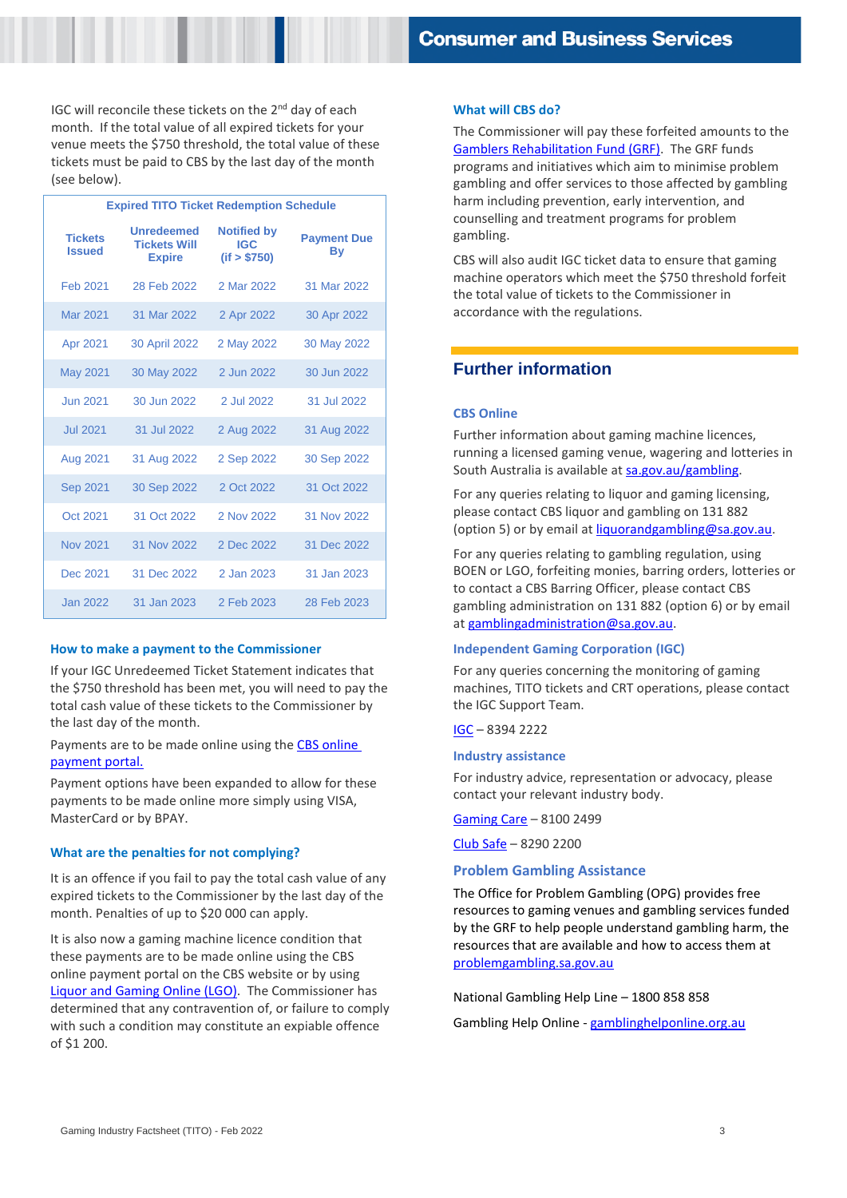IGC will reconcile these tickets on the 2nd day of each month. If the total value of all expired tickets for your venue meets the $750 threshold, the total value of these tickets must be paid to CBS by the last day of the month (see below).

**Expired TITO Ticket Redemption Schedule**

| Tickets Issued | Unredeemed Tickets Will Expire | Notified by IGC (if > $750) | Payment Due By |
|---|---|---|---|
| Feb 2021 | 28 Feb 2022 | 2 Mar 2022 | 31 Mar 2022 |
| Mar 2021 | 31 Mar 2022 | 2 Apr 2022 | 30 Apr 2022 |
| Apr 2021 | 30 April 2022 | 2 May 2022 | 30 May 2022 |
| May 2021 | 30 May 2022 | 2 Jun 2022 | 30 Jun 2022 |
| Jun 2021 | 30 Jun 2022 | 2 Jul 2022 | 31 Jul 2022 |
| Jul 2021 | 31 Jul 2022 | 2 Aug 2022 | 31 Aug 2022 |
| Aug 2021 | 31 Aug 2022 | 2 Sep 2022 | 30 Sep 2022 |
| Sep 2021 | 30 Sep 2022 | 2 Oct 2022 | 31 Oct 2022 |
| Oct 2021 | 31 Oct 2022 | 2 Nov 2022 | 31 Nov 2022 |
| Nov 2021 | 31 Nov 2022 | 2 Dec 2022 | 31 Dec 2022 |
| Dec 2021 | 31 Dec 2022 | 2 Jan 2023 | 31 Jan 2023 |
| Jan 2022 | 31 Jan 2023 | 2 Feb 2023 | 28 Feb 2023 |

### How to make a payment to the Commissioner

If your IGC Unredeemed Ticket Statement indicates that the $750 threshold has been met, you will need to pay the total cash value of these tickets to the Commissioner by the last day of the month.

Payments are to be made online using the CBS online payment portal.

Payment options have been expanded to allow for these payments to be made online more simply using VISA, MasterCard or by BPAY.

### What are the penalties for not complying?

It is an offence if you fail to pay the total cash value of any expired tickets to the Commissioner by the last day of the month. Penalties of up to $20 000 can apply.

It is also now a gaming machine licence condition that these payments are to be made online using the CBS online payment portal on the CBS website or by using Liquor and Gaming Online (LGO). The Commissioner has determined that any contravention of, or failure to comply with such a condition may constitute an expiable offence of $1 200.

### What will CBS do?

The Commissioner will pay these forfeited amounts to the Gamblers Rehabilitation Fund (GRF). The GRF funds programs and initiatives which aim to minimise problem gambling and offer services to those affected by gambling harm including prevention, early intervention, and counselling and treatment programs for problem gambling.

CBS will also audit IGC ticket data to ensure that gaming machine operators which meet the $750 threshold forfeit the total value of tickets to the Commissioner in accordance with the regulations.

## Further information

### CBS Online

Further information about gaming machine licences, running a licensed gaming venue, wagering and lotteries in South Australia is available at sa.gov.au/gambling.

For any queries relating to liquor and gaming licensing, please contact CBS liquor and gambling on 131 882 (option 5) or by email at liquorandgambling@sa.gov.au.

For any queries relating to gambling regulation, using BOEN or LGO, forfeiting monies, barring orders, lotteries or to contact a CBS Barring Officer, please contact CBS gambling administration on 131 882 (option 6) or by email at gamblingadministration@sa.gov.au.

### Independent Gaming Corporation (IGC)

For any queries concerning the monitoring of gaming machines, TITO tickets and CRT operations, please contact the IGC Support Team.

IGC – 8394 2222

### Industry assistance

For industry advice, representation or advocacy, please contact your relevant industry body.

Gaming Care – 8100 2499

Club Safe – 8290 2200

### Problem Gambling Assistance

The Office for Problem Gambling (OPG) provides free resources to gaming venues and gambling services funded by the GRF to help people understand gambling harm, the resources that are available and how to access them at problemgambling.sa.gov.au

National Gambling Help Line – 1800 858 858

Gambling Help Online - gamblinghelponline.org.au